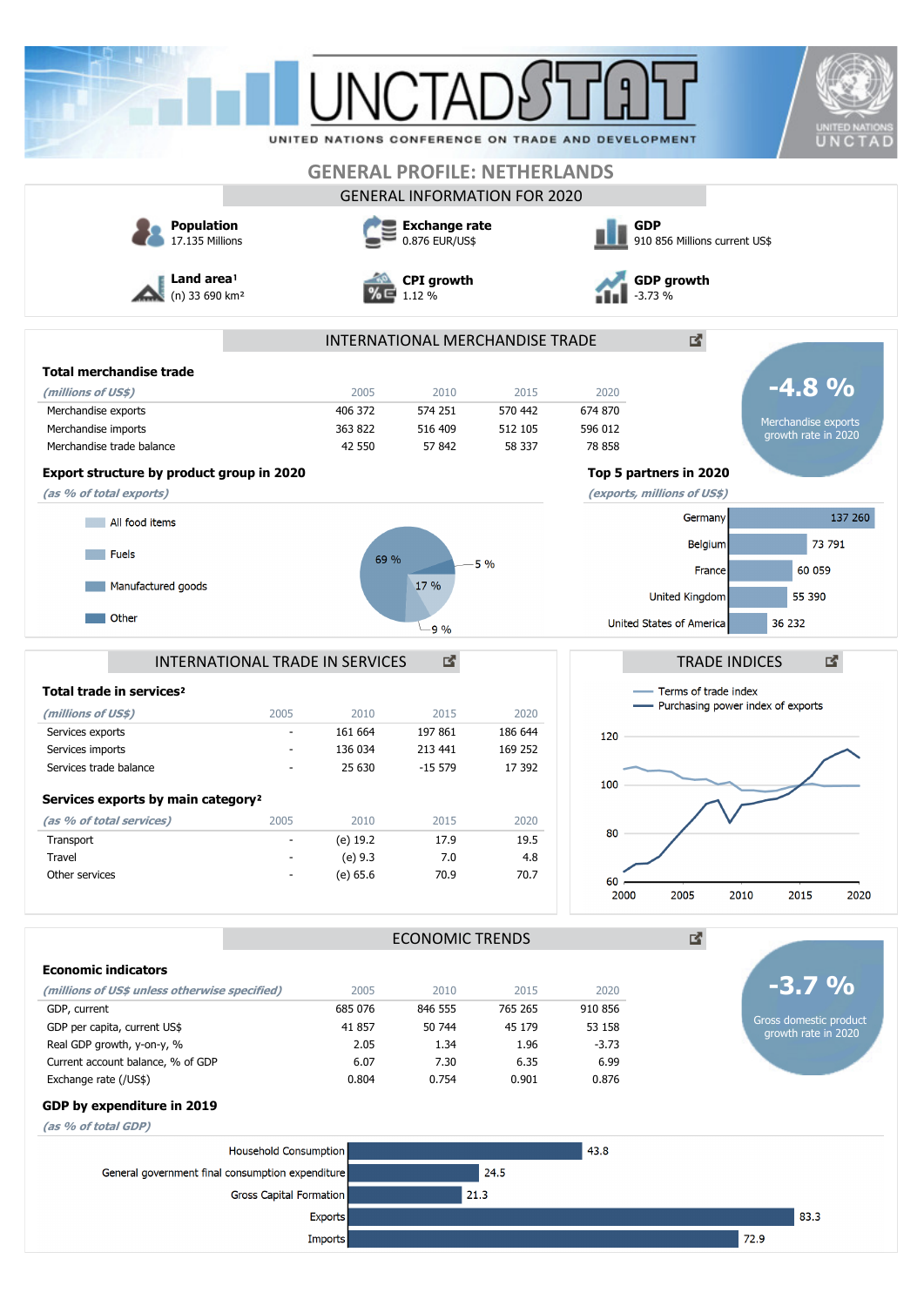UNCTADSTAT

UNITED NATIONS CONFERENCE ON TRADE AND DEVELOPMENT

# GENERAL PROFILE: NETHERLANDS

## GENERAL INFORMATION FOR 2020

**Population**
17.135 Millions

**Exchange rate**
0.876 EUR/US$

**GDP**
910 856 Millions current US$

**Land area**[1]
(n) 33 690 km²

**CPI growth**
1.12 %

**GDP growth**
-3.73 %

## INTERNATIONAL MERCHANDISE TRADE

### Total merchandise trade

| *(millions of US$)* | 2005 | 2010 | 2015 | 2020 |
|---|---|---|---|---|
| Merchandise exports | 406 372 | 574 251 | 570 442 | 674 870 |
| Merchandise imports | 363 822 | 516 409 | 512 105 | 596 012 |
| Merchandise trade balance | 42 550 | 57 842 | 58 337 | 78 858 |

**-4.8 %**
Merchandise exports growth rate in 2020

### Export structure by product group in 2020

*(as % of total exports)*

All food items
Fuels
Manufactured goods
Other

69 %
5 %
17 %
9 %

### Top 5 partners in 2020

*(exports, millions of US$)*

Germany 137 260
Belgium 73 791
France 60 059
United Kingdom 55 390
United States of America 36 232

## INTERNATIONAL TRADE IN SERVICES

### Total trade in services[2]

| *(millions of US$)* | 2005 | 2010 | 2015 | 2020 |
|---|---|---|---|---|
| Services exports | - | 161 664 | 197 861 | 186 644 |
| Services imports | - | 136 034 | 213 441 | 169 252 |
| Services trade balance | - | 25 630 | -15 579 | 17 392 |

### Services exports by main category[2]

| *(as % of total services)* | 2005 | 2010 | 2015 | 2020 |
|---|---|---|---|---|
| Transport | - | (e) 19.2 | 17.9 | 19.5 |
| Travel | - | (e) 9.3 | 7.0 | 4.8 |
| Other services | - | (e) 65.6 | 70.9 | 70.7 |

## TRADE INDICES

Terms of trade index
Purchasing power index of exports

120
100
80
60
2000 2005 2010 2015 2020

## ECONOMIC TRENDS

### Economic indicators

| *(millions of US$ unless otherwise specified)* | 2005 | 2010 | 2015 | 2020 |
|---|---|---|---|---|
| GDP, current | 685 076 | 846 555 | 765 265 | 910 856 |
| GDP per capita, current US$ | 41 857 | 50 744 | 45 179 | 53 158 |
| Real GDP growth, y-on-y, % | 2.05 | 1.34 | 1.96 | -3.73 |
| Current account balance, % of GDP | 6.07 | 7.30 | 6.35 | 6.99 |
| Exchange rate (/US$) | 0.804 | 0.754 | 0.901 | 0.876 |

**-3.7 %**
Gross domestic product growth rate in 2020

### GDP by expenditure in 2019

*(as % of total GDP)*

Household Consumption 43.8
General government final consumption expenditure 24.5
Gross Capital Formation 21.3
Exports 83.3
Imports 72.9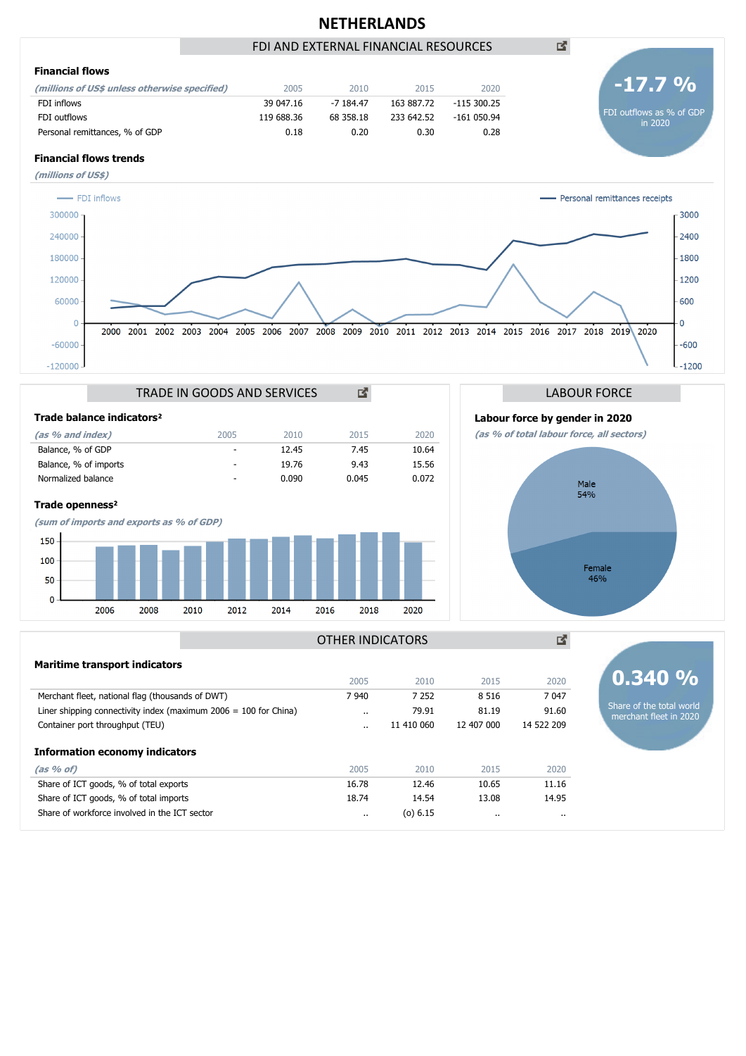# NETHERLANDS

## FDI AND EXTERNAL FINANCIAL RESOURCES

### Financial flows

| *(millions of US$ unless otherwise specified)* | 2005 | 2010 | 2015 | 2020 |
|---|---|---|---|---|
| FDI inflows | 39 047.16 | -7 184.47 | 163 887.72 | -115 300.25 |
| FDI outflows | 119 688.36 | 68 358.18 | 233 642.52 | -161 050.94 |
| Personal remittances, % of GDP | 0.18 | 0.20 | 0.30 | 0.28 |

**-17.7 %**
FDI outflows as % of GDP in 2020

### Financial flows trends

*(millions of US$)*

FDI inflows
Personal remittances receipts

300000
240000
180000
120000
60000
0
-60000
-120000

3000
2400
1800
1200
600
0
-600
-1200

2000 2001 2002 2003 2004 2005 2006 2007 2008 2009 2010 2011 2012 2013 2014 2015 2016 2017 2018 2019 2020

## TRADE IN GOODS AND SERVICES

### Trade balance indicators²

| *(as % and index)* | 2005 | 2010 | 2015 | 2020 |
|---|---|---|---|---|
| Balance, % of GDP | - | 12.45 | 7.45 | 10.64 |
| Balance, % of imports | - | 19.76 | 9.43 | 15.56 |
| Normalized balance | - | 0.090 | 0.045 | 0.072 |

### Trade openness²

*(sum of imports and exports as % of GDP)*

150
100
50
0

2006 2008 2010 2012 2014 2016 2018 2020

## LABOUR FORCE

### Labour force by gender in 2020

*(as % of total labour force, all sectors)*

Male
54%

Female
46%

## OTHER INDICATORS

### Maritime transport indicators

| | 2005 | 2010 | 2015 | 2020 |
|---|---|---|---|---|
| Merchant fleet, national flag (thousands of DWT) | 7 940 | 7 252 | 8 516 | 7 047 |
| Liner shipping connectivity index (maximum 2006 = 100 for China) | .. | 79.91 | 81.19 | 91.60 |
| Container port throughput (TEU) | .. | 11 410 060 | 12 407 000 | 14 522 209 |

**0.340 %**
Share of the total world merchant fleet in 2020

### Information economy indicators

| *(as % of)* | 2005 | 2010 | 2015 | 2020 |
|---|---|---|---|---|
| Share of ICT goods, % of total exports | 16.78 | 12.46 | 10.65 | 11.16 |
| Share of ICT goods, % of total imports | 18.74 | 14.54 | 13.08 | 14.95 |
| Share of workforce involved in the ICT sector | .. | (o) 6.15 | .. | .. |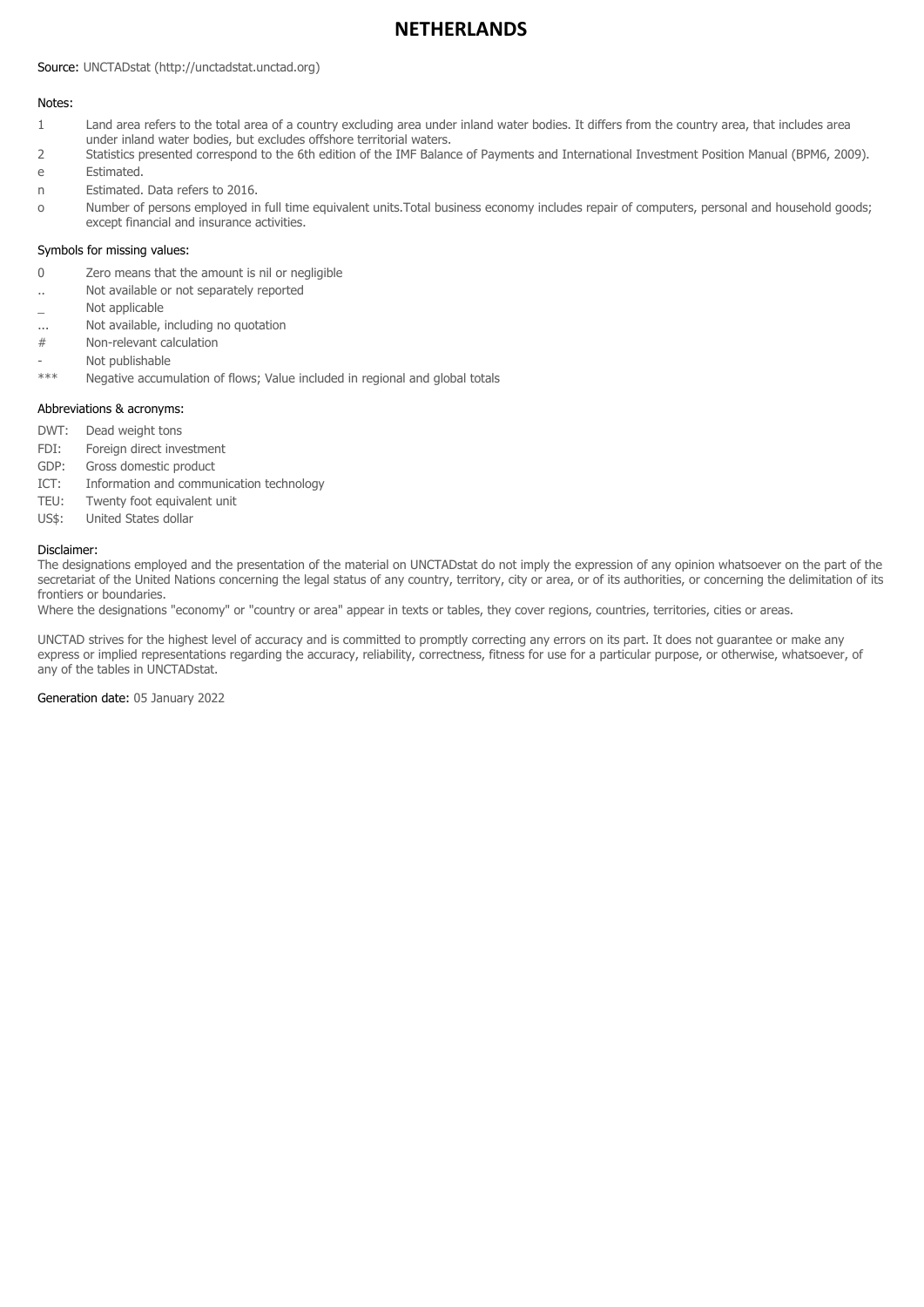# NETHERLANDS

Source: UNCTADstat (http://unctadstat.unctad.org)

Notes:

1 Land area refers to the total area of a country excluding area under inland water bodies. It differs from the country area, that includes area under inland water bodies, but excludes offshore territorial waters.

2 Statistics presented correspond to the 6th edition of the IMF Balance of Payments and International Investment Position Manual (BPM6, 2009).

e Estimated.

n Estimated. Data refers to 2016.

o Number of persons employed in full time equivalent units.Total business economy includes repair of computers, personal and household goods; except financial and insurance activities.

Symbols for missing values:

0 Zero means that the amount is nil or negligible

.. Not available or not separately reported

_ Not applicable

... Not available, including no quotation

# Non-relevant calculation

- Not publishable

*** Negative accumulation of flows; Value included in regional and global totals

Abbreviations & acronyms:

DWT: Dead weight tons

FDI: Foreign direct investment

GDP: Gross domestic product

ICT: Information and communication technology

TEU: Twenty foot equivalent unit

US$: United States dollar

Disclaimer:

The designations employed and the presentation of the material on UNCTADstat do not imply the expression of any opinion whatsoever on the part of the secretariat of the United Nations concerning the legal status of any country, territory, city or area, or of its authorities, or concerning the delimitation of its frontiers or boundaries.

Where the designations "economy" or "country or area" appear in texts or tables, they cover regions, countries, territories, cities or areas.

UNCTAD strives for the highest level of accuracy and is committed to promptly correcting any errors on its part. It does not guarantee or make any express or implied representations regarding the accuracy, reliability, correctness, fitness for use for a particular purpose, or otherwise, whatsoever, of any of the tables in UNCTADstat.

Generation date: 05 January 2022